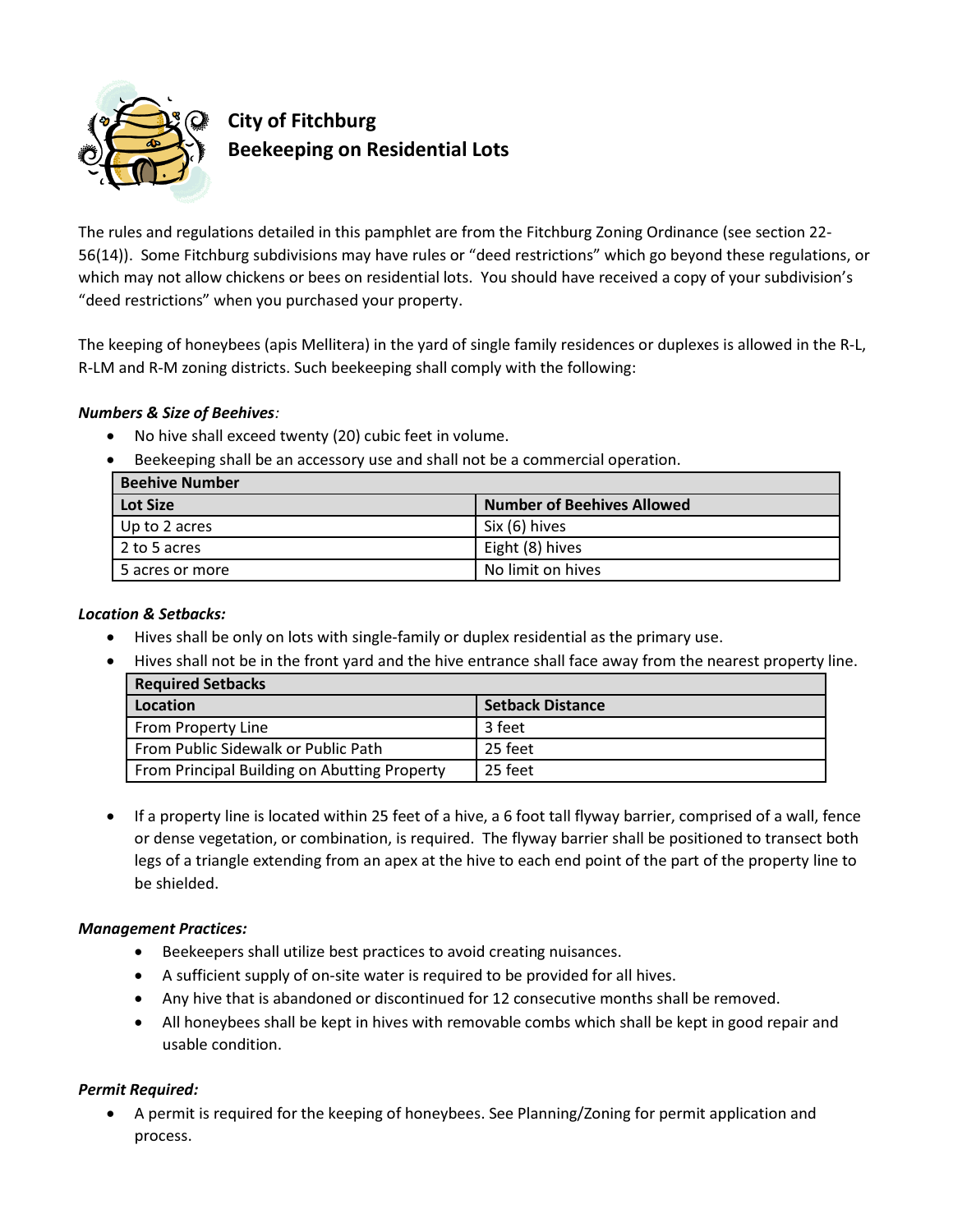# City of Fitchburg
## Beekeeping on Residential Lots

The rules and regulations detailed in this pamphlet are from the Fitchburg Zoning Ordinance (see section 22-56(14)). Some Fitchburg subdivisions may have rules or "deed restrictions" which go beyond these regulations, or which may not allow chickens or bees on residential lots. You should have received a copy of your subdivision's "deed restrictions" when you purchased your property.

The keeping of honeybees (apis Mellitera) in the yard of single family residences or duplexes is allowed in the R-L, R-LM and R-M zoning districts. Such beekeeping shall comply with the following:

***Numbers & Size of Beehives:***

- No hive shall exceed twenty (20) cubic feet in volume.
- Beekeeping shall be an accessory use and shall not be a commercial operation.

| **Beehive Number** | |
|---|---|
| **Lot Size** | **Number of Beehives Allowed** |
| Up to 2 acres | Six (6) hives |
| 2 to 5 acres | Eight (8) hives |
| 5 acres or more | No limit on hives |

***Location & Setbacks:***

- Hives shall be only on lots with single-family or duplex residential as the primary use.
- Hives shall not be in the front yard and the hive entrance shall face away from the nearest property line.

| **Required Setbacks** | |
|---|---|
| **Location** | **Setback Distance** |
| From Property Line | 3 feet |
| From Public Sidewalk or Public Path | 25 feet |
| From Principal Building on Abutting Property | 25 feet |

- If a property line is located within 25 feet of a hive, a 6 foot tall flyway barrier, comprised of a wall, fence or dense vegetation, or combination, is required. The flyway barrier shall be positioned to transect both legs of a triangle extending from an apex at the hive to each end point of the part of the property line to be shielded.

***Management Practices:***

- Beekeepers shall utilize best practices to avoid creating nuisances.
- A sufficient supply of on-site water is required to be provided for all hives.
- Any hive that is abandoned or discontinued for 12 consecutive months shall be removed.
- All honeybees shall be kept in hives with removable combs which shall be kept in good repair and usable condition.

***Permit Required:***

- A permit is required for the keeping of honeybees. See Planning/Zoning for permit application and process.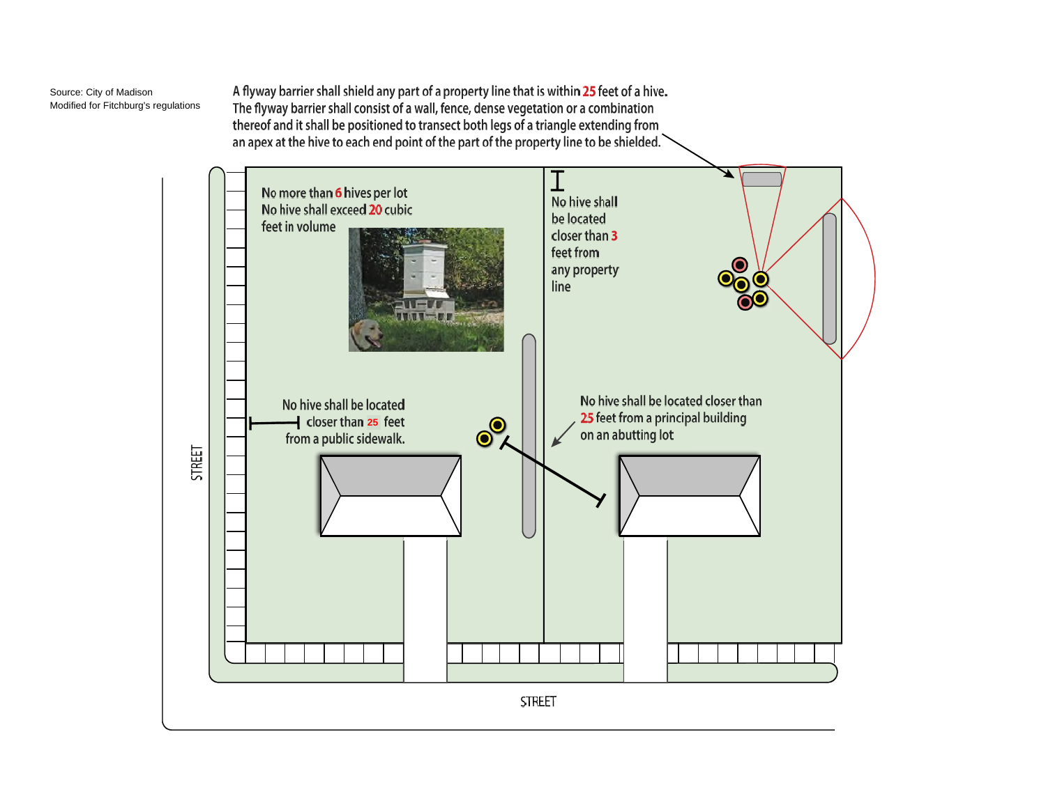Source: City of Madison
Modified for Fitchburg's regulations

A flyway barrier shall shield any part of a property line that is within 25 feet of a hive. The flyway barrier shall consist of a wall, fence, dense vegetation or a combination thereof and it shall be positioned to transect both legs of a triangle extending from an apex at the hive to each end point of the part of the property line to be shielded.

No more than 6 hives per lot
No hive shall exceed 20 cubic feet in volume

No hive shall be located closer than 3 feet from any property line

No hive shall be located closer than 25 feet from a public sidewalk.

No hive shall be located closer than 25 feet from a principal building on an abutting lot

STREET

STREET